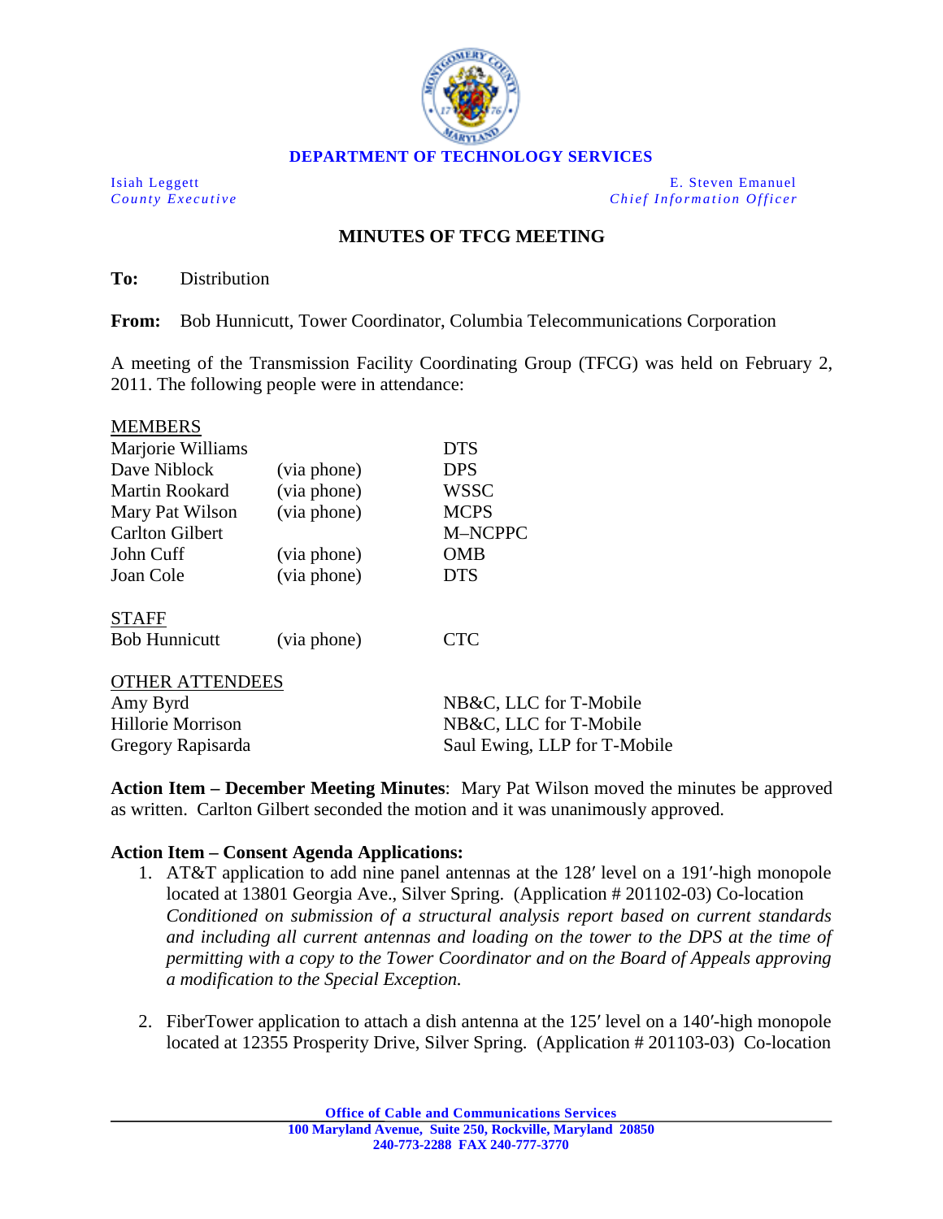**DEPARTMENT OF TECHNOLOGY SERVICES**

Isiah Leggett
*County Executive*

E. Steven Emanuel
*Chief Information Officer*

## MINUTES OF TFCG MEETING

**To:** Distribution

**From:** Bob Hunnicutt, Tower Coordinator, Columbia Telecommunications Corporation

A meeting of the Transmission Facility Coordinating Group (TFCG) was held on February 2, 2011. The following people were in attendance:

MEMBERS

| | | |
|---|---|---|
| Marjorie Williams | | DTS |
| Dave Niblock | (via phone) | DPS |
| Martin Rookard | (via phone) | WSSC |
| Mary Pat Wilson | (via phone) | MCPS |
| Carlton Gilbert | | M–NCPPC |
| John Cuff | (via phone) | OMB |
| Joan Cole | (via phone) | DTS |

STAFF

| | | |
|---|---|---|
| Bob Hunnicutt | (via phone) | CTC |

OTHER ATTENDEES

| | |
|---|---|
| Amy Byrd | NB&C, LLC for T-Mobile |
| Hillorie Morrison | NB&C, LLC for T-Mobile |
| Gregory Rapisarda | Saul Ewing, LLP for T-Mobile |

**Action Item – December Meeting Minutes**: Mary Pat Wilson moved the minutes be approved as written. Carlton Gilbert seconded the motion and it was unanimously approved.

**Action Item – Consent Agenda Applications:**

1. AT&T application to add nine panel antennas at the 128′ level on a 191′-high monopole located at 13801 Georgia Ave., Silver Spring. (Application # 201102-03) Co-location *Conditioned on submission of a structural analysis report based on current standards and including all current antennas and loading on the tower to the DPS at the time of permitting with a copy to the Tower Coordinator and on the Board of Appeals approving a modification to the Special Exception.*

2. FiberTower application to attach a dish antenna at the 125′ level on a 140′-high monopole located at 12355 Prosperity Drive, Silver Spring. (Application # 201103-03) Co-location

**Office of Cable and Communications Services**
**100 Maryland Avenue, Suite 250, Rockville, Maryland 20850**
**240-773-2288 FAX 240-777-3770**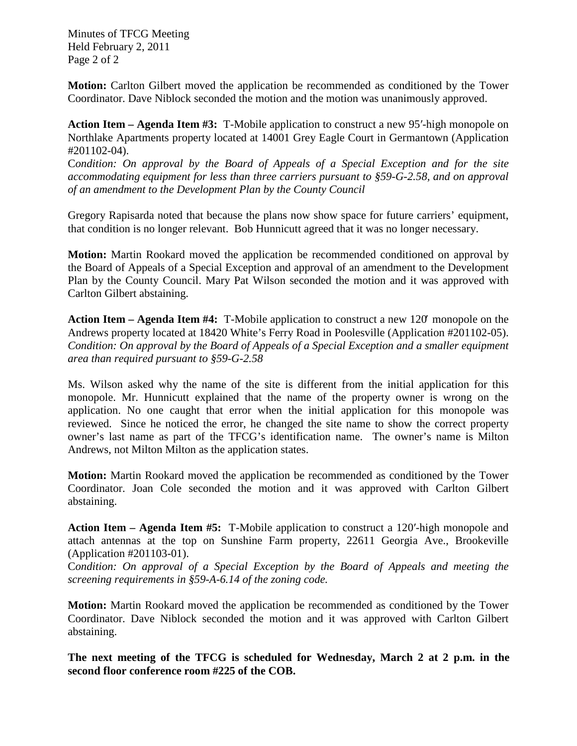**Motion:** Carlton Gilbert moved the application be recommended as conditioned by the Tower Coordinator. Dave Niblock seconded the motion and the motion was unanimously approved.

**Action Item – Agenda Item #3:** T-Mobile application to construct a new 95′-high monopole on Northlake Apartments property located at 14001 Grey Eagle Court in Germantown (Application #201102-04).
C*ondition: On approval by the Board of Appeals of a Special Exception and for the site accommodating equipment for less than three carriers pursuant to §59-G-2.58, and on approval of an amendment to the Development Plan by the County Council*

Gregory Rapisarda noted that because the plans now show space for future carriers' equipment, that condition is no longer relevant. Bob Hunnicutt agreed that it was no longer necessary.

**Motion:** Martin Rookard moved the application be recommended conditioned on approval by the Board of Appeals of a Special Exception and approval of an amendment to the Development Plan by the County Council. Mary Pat Wilson seconded the motion and it was approved with Carlton Gilbert abstaining.

**Action Item – Agenda Item #4:** T-Mobile application to construct a new 120′ monopole on the Andrews property located at 18420 White's Ferry Road in Poolesville (Application #201102-05).
*Condition: On approval by the Board of Appeals of a Special Exception and a smaller equipment area than required pursuant to §59-G-2.58*

Ms. Wilson asked why the name of the site is different from the initial application for this monopole. Mr. Hunnicutt explained that the name of the property owner is wrong on the application. No one caught that error when the initial application for this monopole was reviewed. Since he noticed the error, he changed the site name to show the correct property owner's last name as part of the TFCG's identification name. The owner's name is Milton Andrews, not Milton Milton as the application states.

**Motion:** Martin Rookard moved the application be recommended as conditioned by the Tower Coordinator. Joan Cole seconded the motion and it was approved with Carlton Gilbert abstaining.

**Action Item – Agenda Item #5:** T-Mobile application to construct a 120′-high monopole and attach antennas at the top on Sunshine Farm property, 22611 Georgia Ave., Brookeville (Application #201103-01).
C*ondition: On approval of a Special Exception by the Board of Appeals and meeting the screening requirements in §59-A-6.14 of the zoning code.*

**Motion:** Martin Rookard moved the application be recommended as conditioned by the Tower Coordinator. Dave Niblock seconded the motion and it was approved with Carlton Gilbert abstaining.

**The next meeting of the TFCG is scheduled for Wednesday, March 2 at 2 p.m. in the second floor conference room #225 of the COB.**